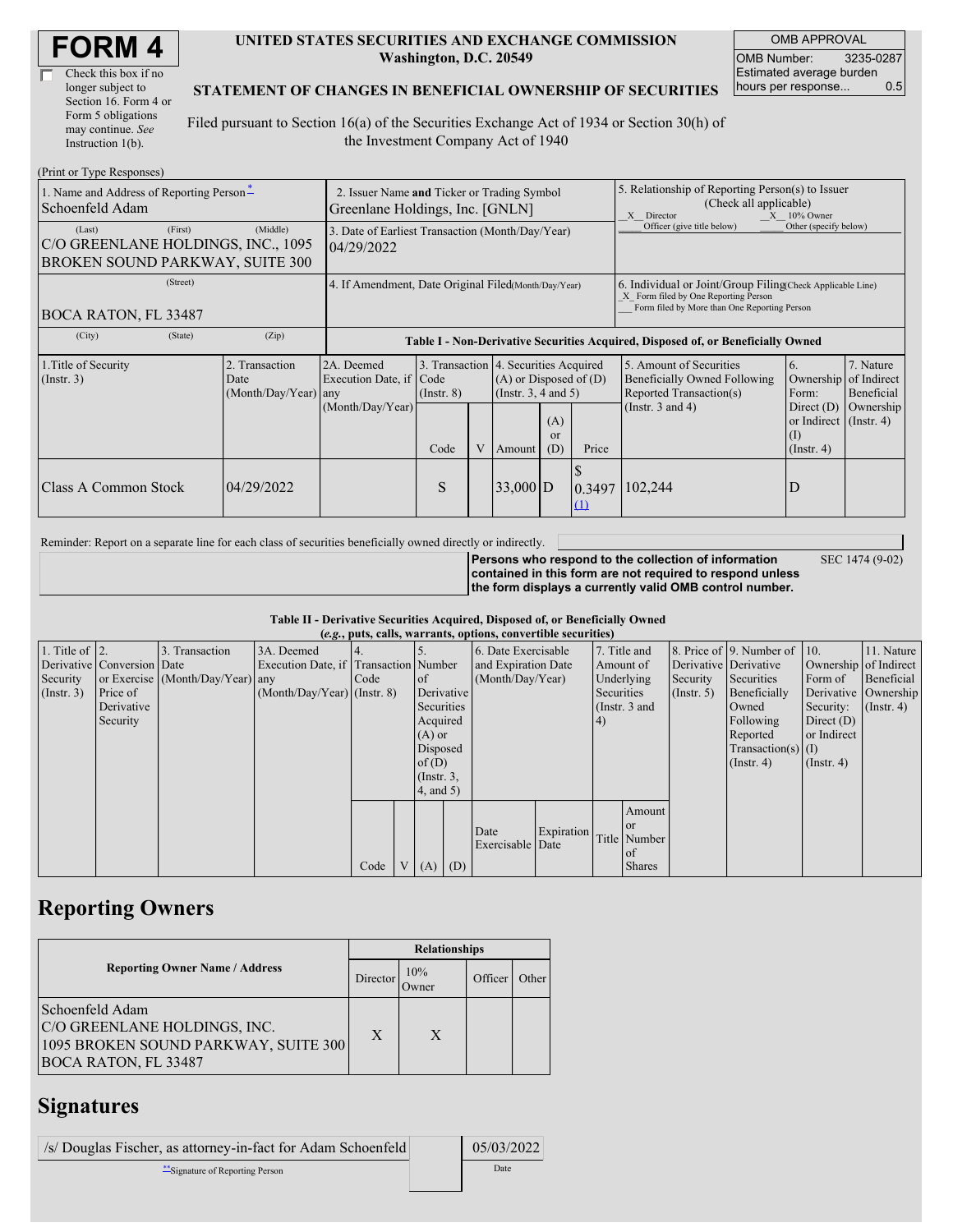# FORM 4

☐ Check this box if no longer subject to Section 16. Form 4 or Form 5 obligations may continue. *See* Instruction 1(b).

**UNITED STATES SECURITIES AND EXCHANGE COMMISSION**
**Washington, D.C. 20549**

**STATEMENT OF CHANGES IN BENEFICIAL OWNERSHIP OF SECURITIES**

Filed pursuant to Section 16(a) of the Securities Exchange Act of 1934 or Section 30(h) of the Investment Company Act of 1940

| OMB APPROVAL | |
|---|---|
| OMB Number: | 3235-0287 |
| Estimated average burden hours per response... | 0.5 |

(Print or Type Responses)

| 1. Name and Address of Reporting Person* | 2. Issuer Name and Ticker or Trading Symbol | 5. Relationship of Reporting Person(s) to Issuer (Check all applicable) |
|---|---|---|
| Schoenfeld Adam | Greenlane Holdings, Inc. [GNLN] | _X_ Director _X_ 10% Owner ___ Officer (give title below) ___ Other (specify below) |
| (Last) (First) (Middle) C/O GREENLANE HOLDINGS, INC., 1095 BROKEN SOUND PARKWAY, SUITE 300 | 3. Date of Earliest Transaction (Month/Day/Year) 04/29/2022 | |
| (Street) BOCA RATON, FL 33487 | 4. If Amendment, Date Original Filed(Month/Day/Year) | 6. Individual or Joint/Group Filing(Check Applicable Line) _X_ Form filed by One Reporting Person ___ Form filed by More than One Reporting Person |
| (City) (State) (Zip) | | |

**Table I - Non-Derivative Securities Acquired, Disposed of, or Beneficially Owned**

| 1.Title of Security (Instr. 3) | 2. Transaction Date (Month/Day/Year) | 2A. Deemed Execution Date, if any (Month/Day/Year) | 3. Transaction Code (Instr. 8) | | 4. Securities Acquired (A) or Disposed of (D) (Instr. 3, 4 and 5) | | | 5. Amount of Securities Beneficially Owned Following Reported Transaction(s) (Instr. 3 and 4) | 6. Ownership Form: Direct (D) or Indirect (I) (Instr. 4) | 7. Nature of Indirect Beneficial Ownership (Instr. 4) |
|---|---|---|---|---|---|---|---|---|---|---|
| | | | Code | V | Amount | (A) or (D) | Price | | | |
| Class A Common Stock | 04/29/2022 | | S | | 33,000 | D | $ 0.3497 (1) | 102,244 | D | |

Reminder: Report on a separate line for each class of securities beneficially owned directly or indirectly.

**Persons who respond to the collection of information contained in this form are not required to respond unless the form displays a currently valid OMB control number.** SEC 1474 (9-02)

**Table II - Derivative Securities Acquired, Disposed of, or Beneficially Owned**
**(*e.g.*, puts, calls, warrants, options, convertible securities)**

| 1. Title of Derivative Security (Instr. 3) | 2. Conversion or Exercise Price of Derivative Security | 3. Transaction Date (Month/Day/Year) | 3A. Deemed Execution Date, if any (Month/Day/Year) | 4. Transaction Code (Instr. 8) | | 5. Number of Derivative Securities Acquired (A) or Disposed of (D) (Instr. 3, 4, and 5) | | 6. Date Exercisable and Expiration Date (Month/Day/Year) | | 7. Title and Amount of Underlying Securities (Instr. 3 and 4) | | 8. Price of Derivative Security (Instr. 5) | 9. Number of Derivative Securities Beneficially Owned Following Reported Transaction(s) (Instr. 4) | 10. Ownership Form of Derivative Security: Direct (D) or Indirect (I) (Instr. 4) | 11. Nature of Indirect Beneficial Ownership (Instr. 4) |
|---|---|---|---|---|---|---|---|---|---|---|---|---|---|---|---|
| | | | | Code | V | (A) | (D) | Date Exercisable | Expiration Date | Title | Amount or Number of Shares | | | | |

## Reporting Owners

| Reporting Owner Name / Address | Relationships | | | |
|---|---|---|---|---|
| | Director | 10% Owner | Officer | Other |
| Schoenfeld Adam C/O GREENLANE HOLDINGS, INC. 1095 BROKEN SOUND PARKWAY, SUITE 300 BOCA RATON, FL 33487 | X | X | | |

## Signatures

| /s/ Douglas Fischer, as attorney-in-fact for Adam Schoenfeld | 05/03/2022 |
|---|---|
| **Signature of Reporting Person | Date |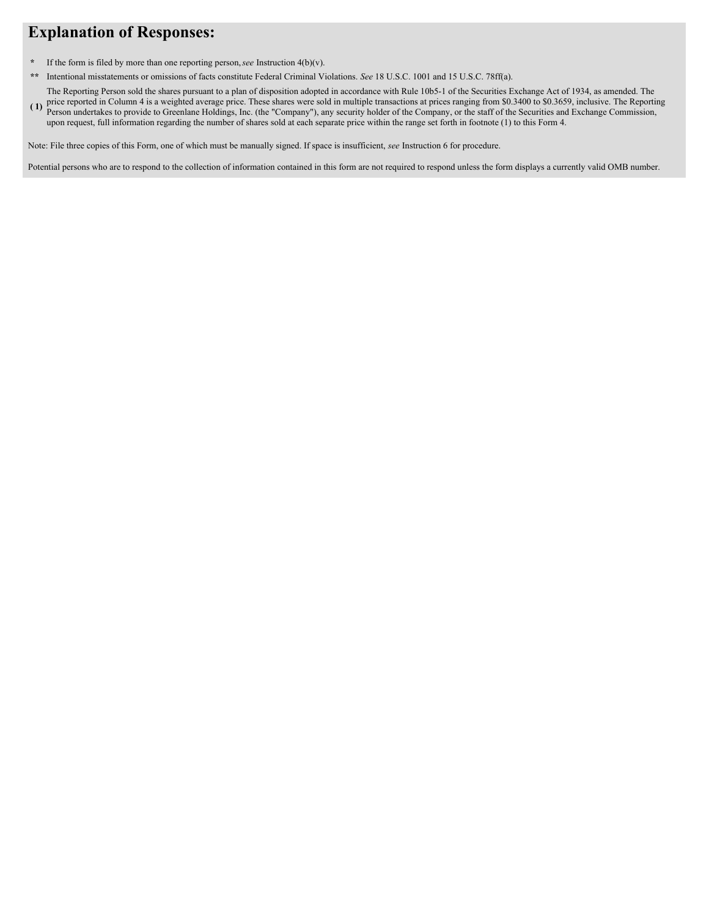# Explanation of Responses:

- \* If the form is filed by more than one reporting person, *see* Instruction 4(b)(v).
- \*\* Intentional misstatements or omissions of facts constitute Federal Criminal Violations. *See* 18 U.S.C. 1001 and 15 U.S.C. 78ff(a).
- **( 1)** The Reporting Person sold the shares pursuant to a plan of disposition adopted in accordance with Rule 10b5-1 of the Securities Exchange Act of 1934, as amended. The price reported in Column 4 is a weighted average price. These shares were sold in multiple transactions at prices ranging from $0.3400 to $0.3659, inclusive. The Reporting Person undertakes to provide to Greenlane Holdings, Inc. (the "Company"), any security holder of the Company, or the staff of the Securities and Exchange Commission, upon request, full information regarding the number of shares sold at each separate price within the range set forth in footnote (1) to this Form 4.

Note: File three copies of this Form, one of which must be manually signed. If space is insufficient, *see* Instruction 6 for procedure.

Potential persons who are to respond to the collection of information contained in this form are not required to respond unless the form displays a currently valid OMB number.